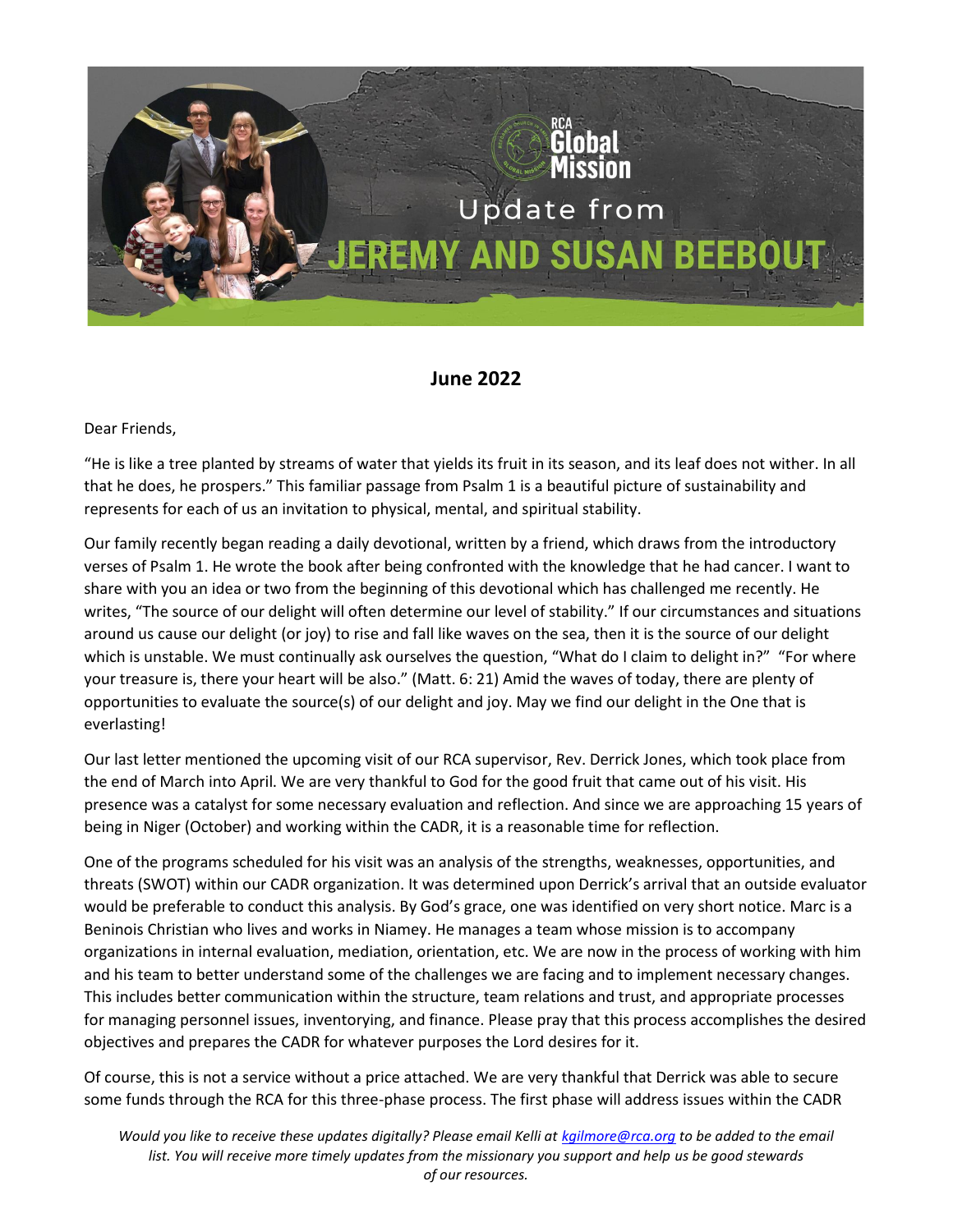RCA Global Mission

Update from

# JEREMY AND SUSAN BEEBOUT

## June 2022

Dear Friends,

"He is like a tree planted by streams of water that yields its fruit in its season, and its leaf does not wither. In all that he does, he prospers." This familiar passage from Psalm 1 is a beautiful picture of sustainability and represents for each of us an invitation to physical, mental, and spiritual stability.

Our family recently began reading a daily devotional, written by a friend, which draws from the introductory verses of Psalm 1. He wrote the book after being confronted with the knowledge that he had cancer. I want to share with you an idea or two from the beginning of this devotional which has challenged me recently. He writes, "The source of our delight will often determine our level of stability." If our circumstances and situations around us cause our delight (or joy) to rise and fall like waves on the sea, then it is the source of our delight which is unstable. We must continually ask ourselves the question, "What do I claim to delight in?" "For where your treasure is, there your heart will be also." (Matt. 6: 21) Amid the waves of today, there are plenty of opportunities to evaluate the source(s) of our delight and joy. May we find our delight in the One that is everlasting!

Our last letter mentioned the upcoming visit of our RCA supervisor, Rev. Derrick Jones, which took place from the end of March into April. We are very thankful to God for the good fruit that came out of his visit. His presence was a catalyst for some necessary evaluation and reflection. And since we are approaching 15 years of being in Niger (October) and working within the CADR, it is a reasonable time for reflection.

One of the programs scheduled for his visit was an analysis of the strengths, weaknesses, opportunities, and threats (SWOT) within our CADR organization. It was determined upon Derrick's arrival that an outside evaluator would be preferable to conduct this analysis. By God's grace, one was identified on very short notice. Marc is a Beninois Christian who lives and works in Niamey. He manages a team whose mission is to accompany organizations in internal evaluation, mediation, orientation, etc. We are now in the process of working with him and his team to better understand some of the challenges we are facing and to implement necessary changes. This includes better communication within the structure, team relations and trust, and appropriate processes for managing personnel issues, inventorying, and finance. Please pray that this process accomplishes the desired objectives and prepares the CADR for whatever purposes the Lord desires for it.

Of course, this is not a service without a price attached. We are very thankful that Derrick was able to secure some funds through the RCA for this three-phase process. The first phase will address issues within the CADR

*Would you like to receive these updates digitally? Please email Kelli at [kgilmore@rca.org](mailto:kgilmore@rca.org) to be added to the email list. You will receive more timely updates from the missionary you support and help us be good stewards of our resources.*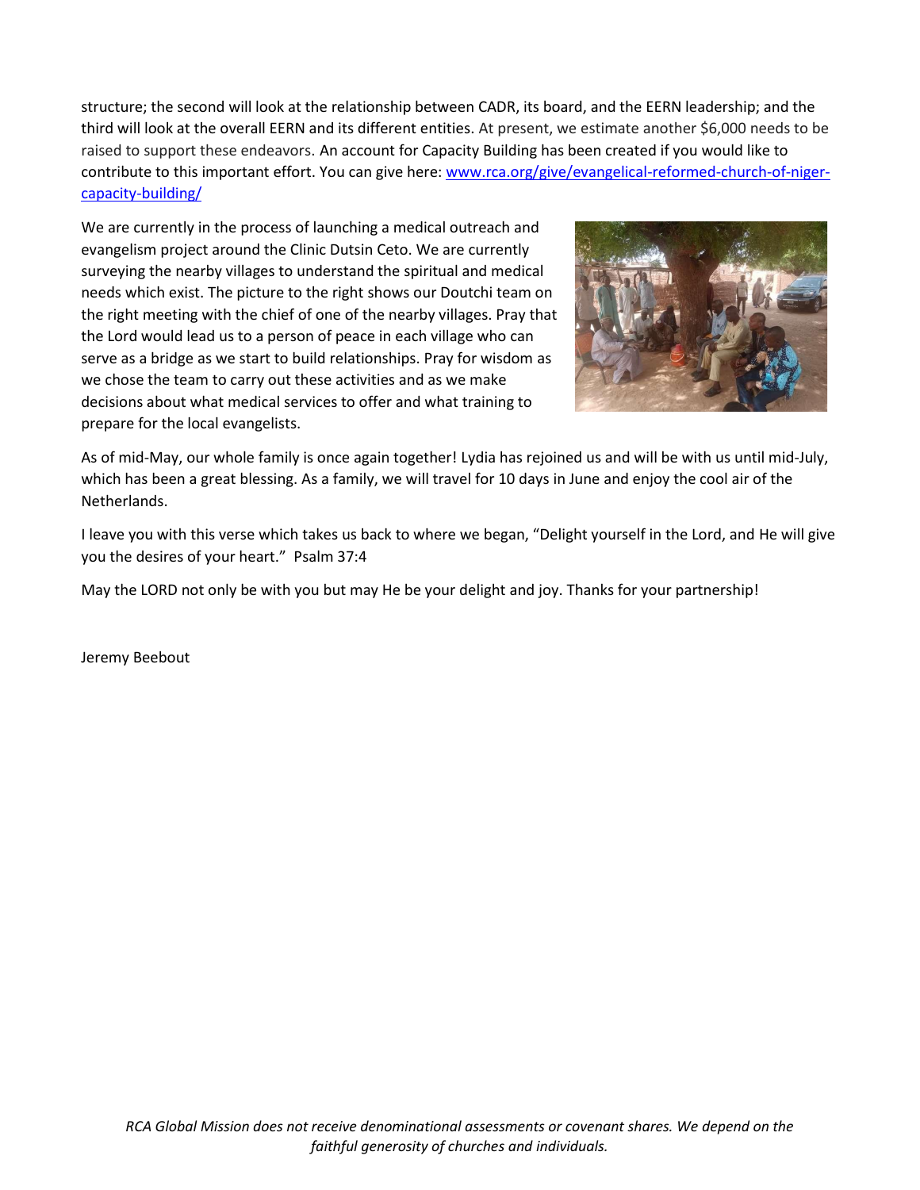structure; the second will look at the relationship between CADR, its board, and the EERN leadership; and the third will look at the overall EERN and its different entities. At present, we estimate another $6,000 needs to be raised to support these endeavors. An account for Capacity Building has been created if you would like to contribute to this important effort. You can give here: [www.rca.org/give/evangelical-reformed-church-of-niger-capacity-building/](http://www.rca.org/give/evangelical-reformed-church-of-niger-capacity-building/)

We are currently in the process of launching a medical outreach and evangelism project around the Clinic Dutsin Ceto. We are currently surveying the nearby villages to understand the spiritual and medical needs which exist. The picture to the right shows our Doutchi team on the right meeting with the chief of one of the nearby villages. Pray that the Lord would lead us to a person of peace in each village who can serve as a bridge as we start to build relationships. Pray for wisdom as we chose the team to carry out these activities and as we make decisions about what medical services to offer and what training to prepare for the local evangelists.

As of mid-May, our whole family is once again together! Lydia has rejoined us and will be with us until mid-July, which has been a great blessing. As a family, we will travel for 10 days in June and enjoy the cool air of the Netherlands.

I leave you with this verse which takes us back to where we began, "Delight yourself in the Lord, and He will give you the desires of your heart." Psalm 37:4

May the LORD not only be with you but may He be your delight and joy. Thanks for your partnership!

Jeremy Beebout

*RCA Global Mission does not receive denominational assessments or covenant shares. We depend on the faithful generosity of churches and individuals.*